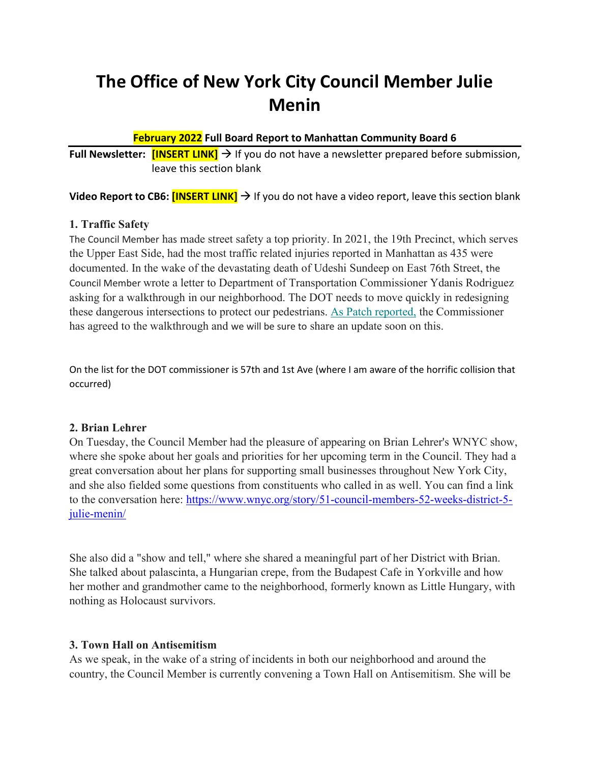# The Office of New York City Council Member Julie Menin

**February 2022 Full Board Report to Manhattan Community Board 6**

**Full Newsletter:** **[INSERT LINK]** → If you do not have a newsletter prepared before submission, leave this section blank

**Video Report to CB6:** **[INSERT LINK]** → If you do not have a video report, leave this section blank

### 1. Traffic Safety

The Council Member has made street safety a top priority. In 2021, the 19th Precinct, which serves the Upper East Side, had the most traffic related injuries reported in Manhattan as 435 were documented. In the wake of the devastating death of Udeshi Sundeep on East 76th Street, the Council Member wrote a letter to Department of Transportation Commissioner Ydanis Rodriguez asking for a walkthrough in our neighborhood. The DOT needs to move quickly in redesigning these dangerous intersections to protect our pedestrians. As Patch reported, the Commissioner has agreed to the walkthrough and we will be sure to share an update soon on this.

On the list for the DOT commissioner is 57th and 1st Ave (where I am aware of the horrific collision that occurred)

### 2. Brian Lehrer

On Tuesday, the Council Member had the pleasure of appearing on Brian Lehrer's WNYC show, where she spoke about her goals and priorities for her upcoming term in the Council. They had a great conversation about her plans for supporting small businesses throughout New York City, and she also fielded some questions from constituents who called in as well. You can find a link to the conversation here: https://www.wnyc.org/story/51-council-members-52-weeks-district-5-julie-menin/

She also did a "show and tell," where she shared a meaningful part of her District with Brian. She talked about palascinta, a Hungarian crepe, from the Budapest Cafe in Yorkville and how her mother and grandmother came to the neighborhood, formerly known as Little Hungary, with nothing as Holocaust survivors.

### 3. Town Hall on Antisemitism

As we speak, in the wake of a string of incidents in both our neighborhood and around the country, the Council Member is currently convening a Town Hall on Antisemitism. She will be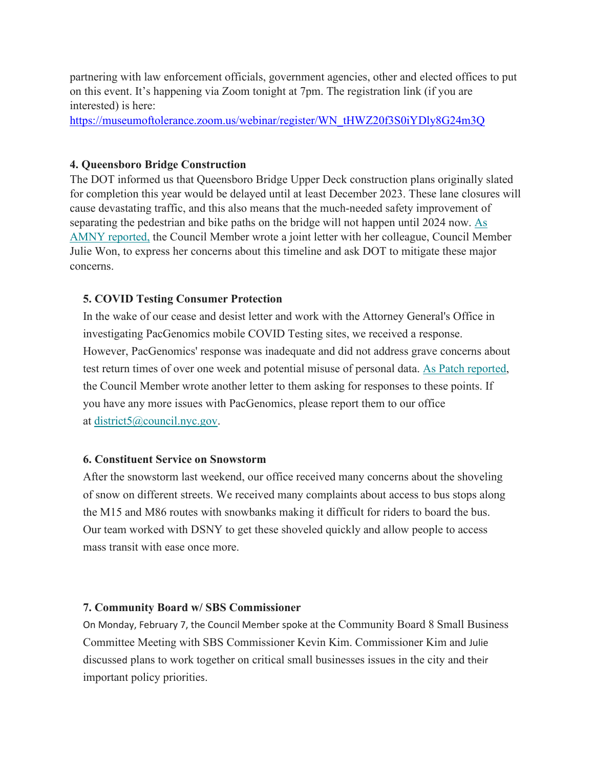partnering with law enforcement officials, government agencies, other and elected offices to put on this event. It's happening via Zoom tonight at 7pm. The registration link (if you are interested) is here:
https://museumoftolerance.zoom.us/webinar/register/WN_tHWZ20f3S0iYDly8G24m3Q

**4. Queensboro Bridge Construction**

The DOT informed us that Queensboro Bridge Upper Deck construction plans originally slated for completion this year would be delayed until at least December 2023. These lane closures will cause devastating traffic, and this also means that the much-needed safety improvement of separating the pedestrian and bike paths on the bridge will not happen until 2024 now. As AMNY reported, the Council Member wrote a joint letter with her colleague, Council Member Julie Won, to express her concerns about this timeline and ask DOT to mitigate these major concerns.

**5. COVID Testing Consumer Protection**

In the wake of our cease and desist letter and work with the Attorney General's Office in investigating PacGenomics mobile COVID Testing sites, we received a response. However, PacGenomics' response was inadequate and did not address grave concerns about test return times of over one week and potential misuse of personal data. As Patch reported, the Council Member wrote another letter to them asking for responses to these points. If you have any more issues with PacGenomics, please report them to our office at district5@council.nyc.gov.

**6. Constituent Service on Snowstorm**

After the snowstorm last weekend, our office received many concerns about the shoveling of snow on different streets. We received many complaints about access to bus stops along the M15 and M86 routes with snowbanks making it difficult for riders to board the bus. Our team worked with DSNY to get these shoveled quickly and allow people to access mass transit with ease once more.

**7. Community Board w/ SBS Commissioner**

On Monday, February 7, the Council Member spoke at the Community Board 8 Small Business Committee Meeting with SBS Commissioner Kevin Kim. Commissioner Kim and Julie discussed plans to work together on critical small businesses issues in the city and their important policy priorities.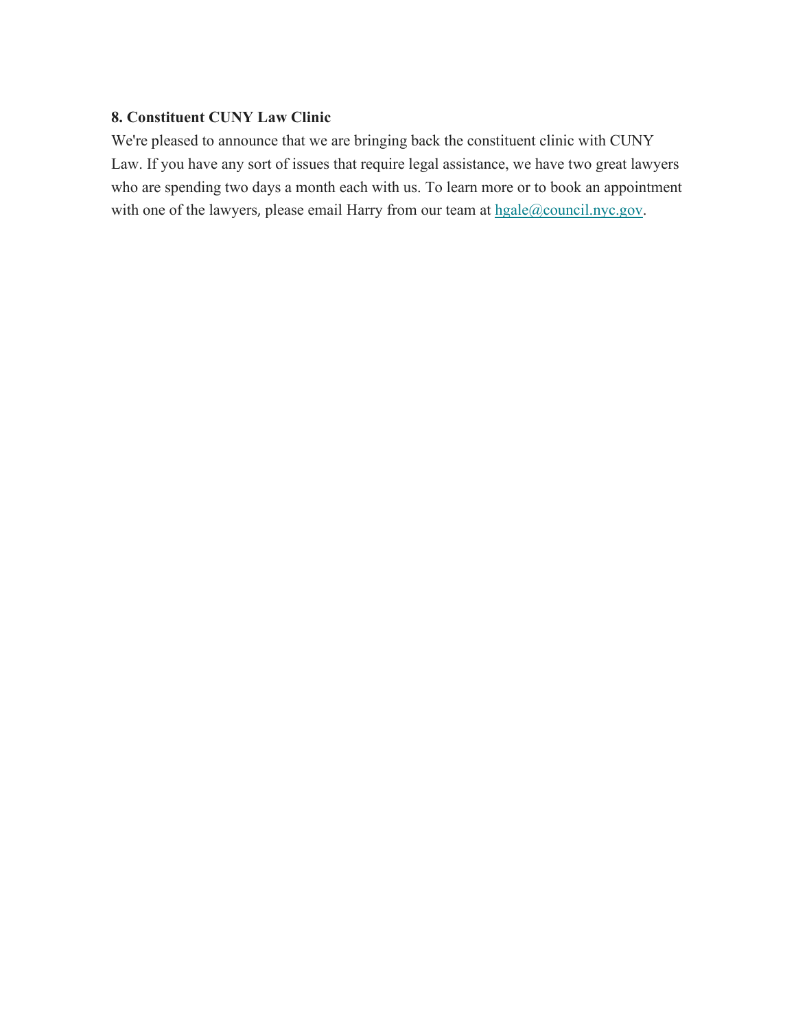**8. Constituent CUNY Law Clinic**

We're pleased to announce that we are bringing back the constituent clinic with CUNY Law. If you have any sort of issues that require legal assistance, we have two great lawyers who are spending two days a month each with us. To learn more or to book an appointment with one of the lawyers, please email Harry from our team at hgale@council.nyc.gov.